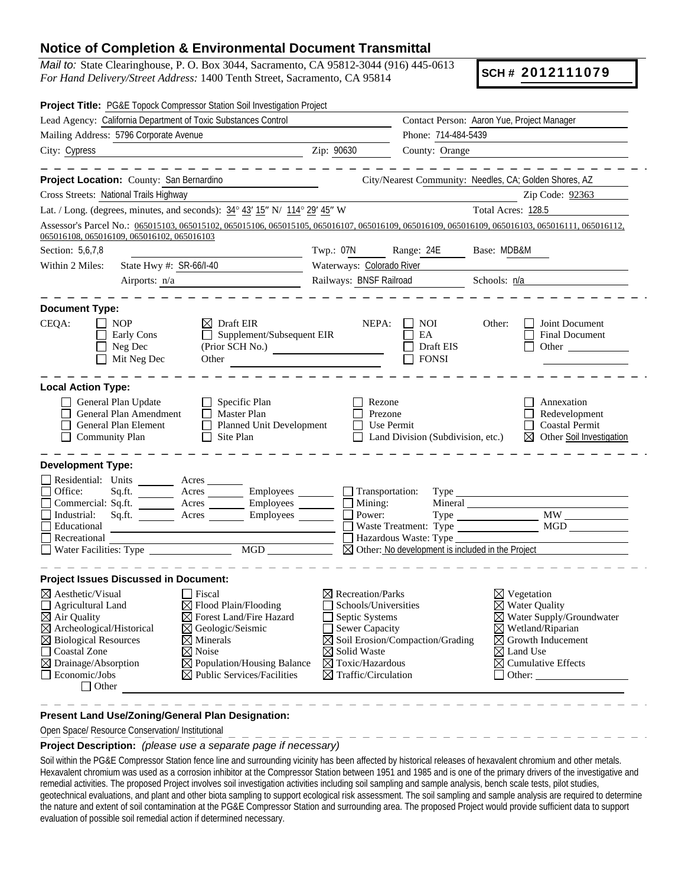# Notice of Completion & Environmental Document Transmittal

*Mail to:* State Clearinghouse, P. O. Box 3044, Sacramento, CA 95812-3044 (916) 445-0613
*For Hand Delivery/Street Address:* 1400 Tenth Street, Sacramento, CA 95814

**SCH # 2012111079**

**Project Title:** PG&E Topock Compressor Station Soil Investigation Project

Lead Agency: California Department of Toxic Substances Control
Contact Person: Aaron Yue, Project Manager
Mailing Address: 5796 Corporate Avenue
Phone: 714-484-5439
City: Cypress
Zip: 90630
County: Orange

**Project Location:** County: San Bernardino
City/Nearest Community: Needles, CA; Golden Shores, AZ
Cross Streets: National Trails Highway
Zip Code: 92363
Lat. / Long. (degrees, minutes, and seconds): 34° 43′ 15″ N/ 114° 29′ 45″ W
Total Acres: 128.5
Assessor's Parcel No.: 065015103, 065015102, 065015106, 065015105, 065016107, 065016109, 065016109, 065016109, 065016103, 065016111, 065016112, 065016108, 065016109, 065016102, 065016103
Section: 5,6,7,8
Twp.: 07N
Range: 24E
Base: MDB&M
Within 2 Miles: State Hwy #: SR-66/I-40
Waterways: Colorado River
Airports: n/a
Railways: BNSF Railroad
Schools: n/a

**Document Type:**

CEQA:
- ☐ NOP
- ☐ Early Cons
- ☐ Neg Dec
- ☐ Mit Neg Dec
- ☒ Draft EIR
- ☐ Supplement/Subsequent EIR
- (Prior SCH No.)
- Other

NEPA:
- ☐ NOI
- ☐ EA
- ☐ Draft EIS
- ☐ FONSI

Other:
- ☐ Joint Document
- ☐ Final Document
- ☐ Other

**Local Action Type:**

- ☐ General Plan Update
- ☐ General Plan Amendment
- ☐ General Plan Element
- ☐ Community Plan
- ☐ Specific Plan
- ☐ Master Plan
- ☐ Planned Unit Development
- ☐ Site Plan
- ☐ Rezone
- ☐ Prezone
- ☐ Use Permit
- ☐ Land Division (Subdivision, etc.)
- ☐ Annexation
- ☐ Redevelopment
- ☐ Coastal Permit
- ☒ Other Soil Investigation

**Development Type:**

- ☐ Residential: Units ___ Acres ___
- ☐ Office: Sq.ft. ___ Acres ___ Employees ___
- ☐ Commercial: Sq.ft. ___ Acres ___ Employees ___
- ☐ Industrial: Sq.ft. ___ Acres ___ Employees ___
- ☐ Educational
- ☐ Recreational
- ☐ Water Facilities: Type ___ MGD ___
- ☐ Transportation: Type
- ☐ Mining: Mineral
- ☐ Power: Type ___ MW
- ☐ Waste Treatment: Type ___ MGD
- ☐ Hazardous Waste: Type
- ☒ Other: No development is included in the Project

**Project Issues Discussed in Document:**

- ☒ Aesthetic/Visual
- ☐ Agricultural Land
- ☒ Air Quality
- ☒ Archeological/Historical
- ☒ Biological Resources
- ☐ Coastal Zone
- ☒ Drainage/Absorption
- ☐ Economic/Jobs
- ☐ Fiscal
- ☒ Flood Plain/Flooding
- ☒ Forest Land/Fire Hazard
- ☒ Geologic/Seismic
- ☒ Minerals
- ☒ Noise
- ☒ Population/Housing Balance
- ☒ Public Services/Facilities
- ☒ Recreation/Parks
- ☐ Schools/Universities
- ☐ Septic Systems
- ☐ Sewer Capacity
- ☒ Soil Erosion/Compaction/Grading
- ☒ Solid Waste
- ☒ Toxic/Hazardous
- ☒ Traffic/Circulation
- ☒ Vegetation
- ☒ Water Quality
- ☒ Water Supply/Groundwater
- ☒ Wetland/Riparian
- ☒ Growth Inducement
- ☒ Land Use
- ☒ Cumulative Effects
- ☐ Other:
- ☐ Other

**Present Land Use/Zoning/General Plan Designation:**

Open Space/ Resource Conservation/ Institutional

**Project Description:** *(please use a separate page if necessary)*

Soil within the PG&E Compressor Station fence line and surrounding vicinity has been affected by historical releases of hexavalent chromium and other metals. Hexavalent chromium was used as a corrosion inhibitor at the Compressor Station between 1951 and 1985 and is one of the primary drivers of the investigative and remedial activities. The proposed Project involves soil investigation activities including soil sampling and sample analysis, bench scale tests, pilot studies, geotechnical evaluations, and plant and other biota sampling to support ecological risk assessment. The soil sampling and sample analysis are required to determine the nature and extent of soil contamination at the PG&E Compressor Station and surrounding area. The proposed Project would provide sufficient data to support evaluation of possible soil remedial action if determined necessary.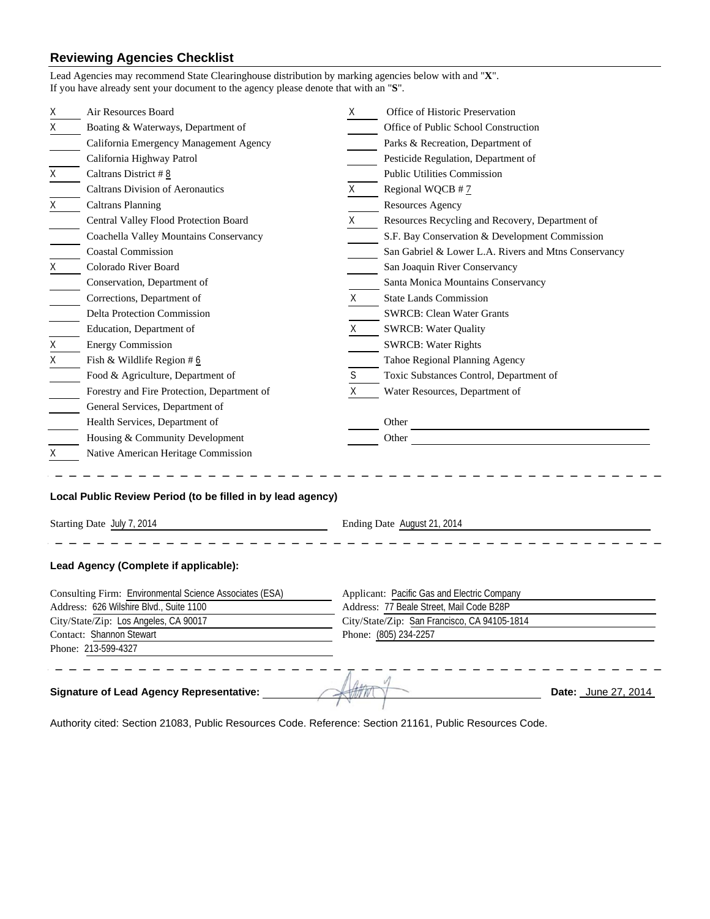## Reviewing Agencies Checklist

Lead Agencies may recommend State Clearinghouse distribution by marking agencies below with and "**X**".
If you have already sent your document to the agency please denote that with an "**S**".

| | | | |
|---|---|---|---|
| X | Air Resources Board | X | Office of Historic Preservation |
| X | Boating & Waterways, Department of | | Office of Public School Construction |
| | California Emergency Management Agency | | Parks & Recreation, Department of |
| | California Highway Patrol | | Pesticide Regulation, Department of |
| X | Caltrans District # 8 | | Public Utilities Commission |
| | Caltrans Division of Aeronautics | X | Regional WQCB # 7 |
| X | Caltrans Planning | | Resources Agency |
| | Central Valley Flood Protection Board | X | Resources Recycling and Recovery, Department of |
| | Coachella Valley Mountains Conservancy | | S.F. Bay Conservation & Development Commission |
| | Coastal Commission | | San Gabriel & Lower L.A. Rivers and Mtns Conservancy |
| X | Colorado River Board | | San Joaquin River Conservancy |
| | Conservation, Department of | | Santa Monica Mountains Conservancy |
| | Corrections, Department of | X | State Lands Commission |
| | Delta Protection Commission | | SWRCB: Clean Water Grants |
| | Education, Department of | X | SWRCB: Water Quality |
| X | Energy Commission | | SWRCB: Water Rights |
| X | Fish & Wildlife Region # 6 | | Tahoe Regional Planning Agency |
| | Food & Agriculture, Department of | S | Toxic Substances Control, Department of |
| | Forestry and Fire Protection, Department of | X | Water Resources, Department of |
| | General Services, Department of | | |
| | Health Services, Department of | | Other |
| | Housing & Community Development | | Other |
| X | Native American Heritage Commission | | |

### Local Public Review Period (to be filled in by lead agency)

Starting Date July 7, 2014

Ending Date August 21, 2014

### Lead Agency (Complete if applicable):

Consulting Firm: Environmental Science Associates (ESA)
Address: 626 Wilshire Blvd., Suite 1100
City/State/Zip: Los Angeles, CA 90017
Contact: Shannon Stewart
Phone: 213-599-4327

Applicant: Pacific Gas and Electric Company
Address: 77 Beale Street, Mail Code B28P
City/State/Zip: San Francisco, CA 94105-1814
Phone: (805) 234-2257

**Signature of Lead Agency Representative:** ______________ **Date:** June 27, 2014

Authority cited: Section 21083, Public Resources Code. Reference: Section 21161, Public Resources Code.